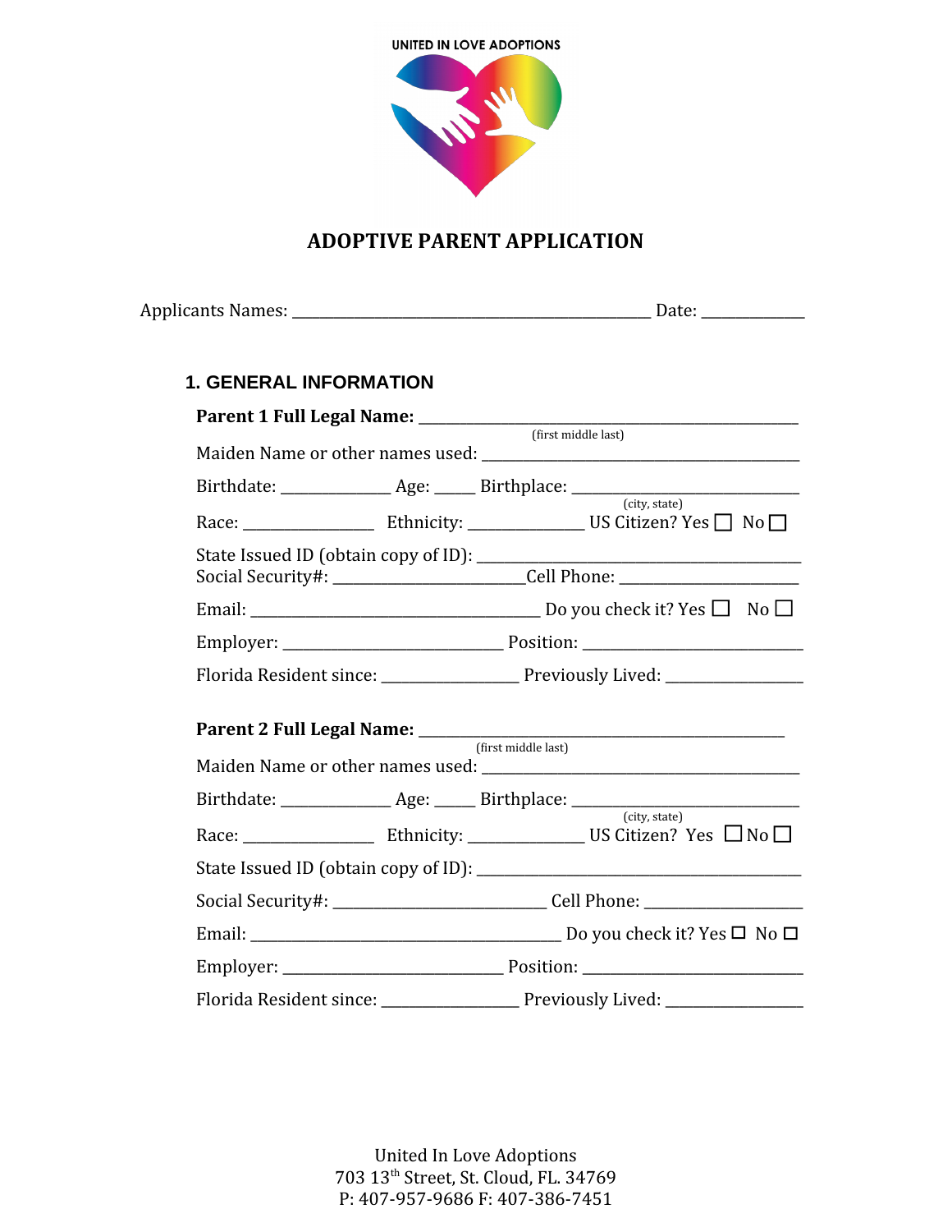UNITED IN LOVE ADOPTIONS

# ADOPTIVE PARENT APPLICATION

Applicants Names: ______________________________________________ Date: _____________

## 1. GENERAL INFORMATION

**Parent 1 Full Legal Name:** ________________________________________________
(first middle last)

Maiden Name or other names used: ________________________________________

Birthdate: ______________ Age: _____ Birthplace: ____________________________
(city, state)

Race: ________________ Ethnicity: ______________ US Citizen? Yes ☐ No ☐

State Issued ID (obtain copy of ID): ___________________________________________

Social Security#: ________________________Cell Phone: ______________________

Email: ____________________________________ Do you check it? Yes ☐ No ☐

Employer: ___________________________ Position: ___________________________

Florida Resident since: _________________ Previously Lived: _________________

**Parent 2 Full Legal Name:** ________________________________________________
(first middle last)

Maiden Name or other names used: ________________________________________

Birthdate: ______________ Age: _____ Birthplace: ____________________________
(city, state)

Race: ________________ Ethnicity: ______________ US Citizen? Yes ☐ No ☐

State Issued ID (obtain copy of ID): ___________________________________________

Social Security#: ___________________________ Cell Phone: ____________________

Email: ________________________________________ Do you check it? Yes ☐ No ☐

Employer: ___________________________ Position: ___________________________

Florida Resident since: _________________ Previously Lived: _________________

United In Love Adoptions
703 13th Street, St. Cloud, FL. 34769
P: 407-957-9686 F: 407-386-7451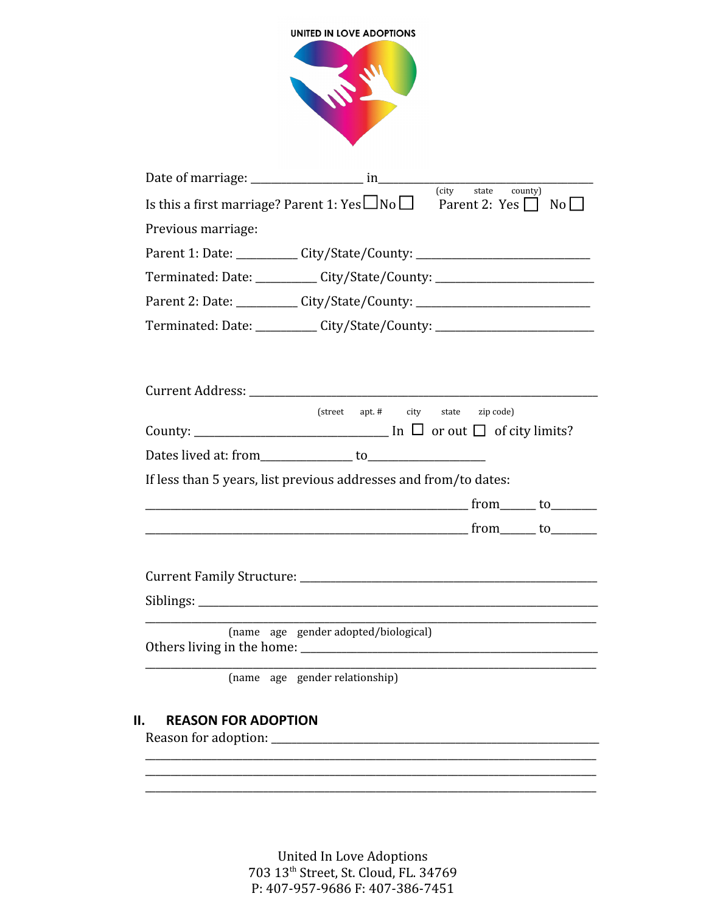UNITED IN LOVE ADOPTIONS

Date of marriage: __________________ in__________________________________
(city state county)

Is this a first marriage? Parent 1: Yes ☐ No ☐ Parent 2: Yes ☐ No ☐

Previous marriage:

Parent 1: Date: __________ City/State/County: ____________________________

Terminated: Date: __________ City/State/County: __________________________

Parent 2: Date: __________ City/State/County: ____________________________

Terminated: Date: __________ City/State/County: __________________________

Current Address: _________________________________________________________
(street apt. # city state zip code)

County: ________________________________ In ☐ or out ☐ of city limits?

Dates lived at: from_______________ to___________________

If less than 5 years, list previous addresses and from/to dates:

_____________________________________________________ from______ to_______

_____________________________________________________ from______ to_______

Current Family Structure: _______________________________________________

Siblings: ______________________________________________________________

________________________________________________________________________
(name age gender adopted/biological)

Others living in the home: ______________________________________________

________________________________________________________________________
(name age gender relationship)

## II. REASON FOR ADOPTION

Reason for adoption: ____________________________________________________

________________________________________________________________________

________________________________________________________________________

________________________________________________________________________

United In Love Adoptions
703 13th Street, St. Cloud, FL. 34769
P: 407-957-9686 F: 407-386-7451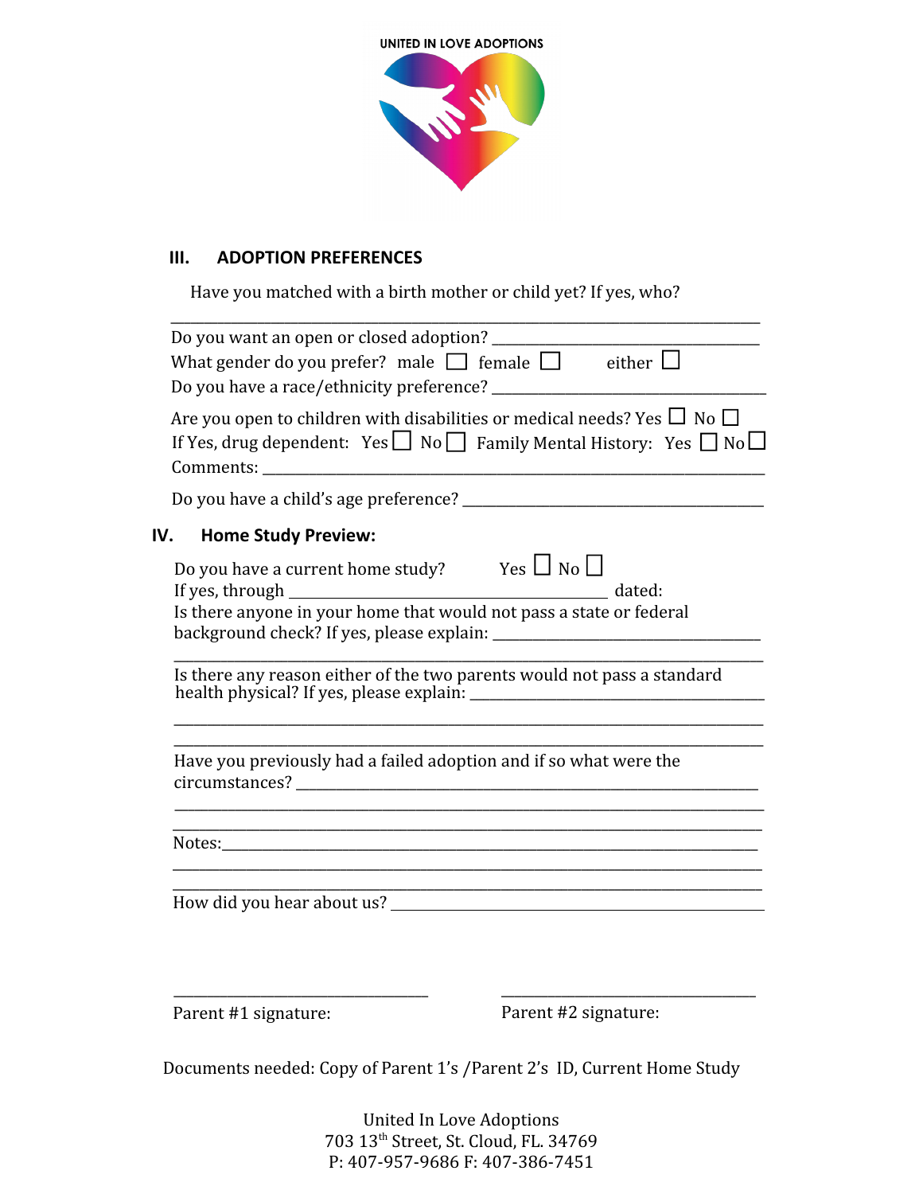UNITED IN LOVE ADOPTIONS

## III. ADOPTION PREFERENCES

Have you matched with a birth mother or child yet? If yes, who?

\_\_\_\_\_\_\_\_\_\_\_\_\_\_\_\_\_\_\_\_\_\_\_\_\_\_\_\_\_\_\_\_\_\_\_\_\_\_\_\_\_\_\_\_\_\_\_\_\_\_\_\_\_\_\_\_\_\_\_\_\_\_\_\_\_\_\_\_\_\_\_\_

Do you want an open or closed adoption? \_\_\_\_\_\_\_\_\_\_\_\_\_\_\_\_\_\_\_\_\_\_\_\_\_\_\_\_\_\_\_\_\_\_

What gender do you prefer? male ☐ female ☐ either ☐

Do you have a race/ethnicity preference? \_\_\_\_\_\_\_\_\_\_\_\_\_\_\_\_\_\_\_\_\_\_\_\_\_\_\_\_\_\_\_\_\_\_

Are you open to children with disabilities or medical needs? Yes ☐ No ☐

If Yes, drug dependent: Yes ☐ No ☐ Family Mental History: Yes ☐ No ☐

Comments: \_\_\_\_\_\_\_\_\_\_\_\_\_\_\_\_\_\_\_\_\_\_\_\_\_\_\_\_\_\_\_\_\_\_\_\_\_\_\_\_\_\_\_\_\_\_\_\_\_\_\_\_\_\_\_\_\_\_\_\_

Do you have a child's age preference? \_\_\_\_\_\_\_\_\_\_\_\_\_\_\_\_\_\_\_\_\_\_\_\_\_\_\_\_\_\_\_\_\_\_\_\_\_

## IV. Home Study Preview:

Do you have a current home study? Yes ☐ No ☐

If yes, through \_\_\_\_\_\_\_\_\_\_\_\_\_\_\_\_\_\_\_\_\_\_\_\_\_\_\_\_\_\_\_\_\_\_\_\_\_\_\_ dated:

Is there anyone in your home that would not pass a state or federal background check? If yes, please explain: \_\_\_\_\_\_\_\_\_\_\_\_\_\_\_\_\_\_\_\_\_\_\_\_\_\_\_\_\_\_\_\_\_\_

\_\_\_\_\_\_\_\_\_\_\_\_\_\_\_\_\_\_\_\_\_\_\_\_\_\_\_\_\_\_\_\_\_\_\_\_\_\_\_\_\_\_\_\_\_\_\_\_\_\_\_\_\_\_\_\_\_\_\_\_\_\_\_\_\_\_\_\_\_\_\_\_

Is there any reason either of the two parents would not pass a standard health physical? If yes, please explain: \_\_\_\_\_\_\_\_\_\_\_\_\_\_\_\_\_\_\_\_\_\_\_\_\_\_\_\_\_\_\_\_\_\_\_\_\_

\_\_\_\_\_\_\_\_\_\_\_\_\_\_\_\_\_\_\_\_\_\_\_\_\_\_\_\_\_\_\_\_\_\_\_\_\_\_\_\_\_\_\_\_\_\_\_\_\_\_\_\_\_\_\_\_\_\_\_\_\_\_\_\_\_\_\_\_\_\_\_\_

\_\_\_\_\_\_\_\_\_\_\_\_\_\_\_\_\_\_\_\_\_\_\_\_\_\_\_\_\_\_\_\_\_\_\_\_\_\_\_\_\_\_\_\_\_\_\_\_\_\_\_\_\_\_\_\_\_\_\_\_\_\_\_\_\_\_\_\_\_\_\_\_

Have you previously had a failed adoption and if so what were the circumstances? \_\_\_\_\_\_\_\_\_\_\_\_\_\_\_\_\_\_\_\_\_\_\_\_\_\_\_\_\_\_\_\_\_\_\_\_\_\_\_\_\_\_\_\_\_\_\_\_\_\_\_\_\_\_\_\_\_\_

\_\_\_\_\_\_\_\_\_\_\_\_\_\_\_\_\_\_\_\_\_\_\_\_\_\_\_\_\_\_\_\_\_\_\_\_\_\_\_\_\_\_\_\_\_\_\_\_\_\_\_\_\_\_\_\_\_\_\_\_\_\_\_\_\_\_\_\_\_\_\_\_

\_\_\_\_\_\_\_\_\_\_\_\_\_\_\_\_\_\_\_\_\_\_\_\_\_\_\_\_\_\_\_\_\_\_\_\_\_\_\_\_\_\_\_\_\_\_\_\_\_\_\_\_\_\_\_\_\_\_\_\_\_\_\_\_\_\_\_\_\_\_\_\_

Notes: \_\_\_\_\_\_\_\_\_\_\_\_\_\_\_\_\_\_\_\_\_\_\_\_\_\_\_\_\_\_\_\_\_\_\_\_\_\_\_\_\_\_\_\_\_\_\_\_\_\_\_\_\_\_\_\_\_\_\_\_\_\_\_\_

\_\_\_\_\_\_\_\_\_\_\_\_\_\_\_\_\_\_\_\_\_\_\_\_\_\_\_\_\_\_\_\_\_\_\_\_\_\_\_\_\_\_\_\_\_\_\_\_\_\_\_\_\_\_\_\_\_\_\_\_\_\_\_\_\_\_\_\_\_\_\_\_

\_\_\_\_\_\_\_\_\_\_\_\_\_\_\_\_\_\_\_\_\_\_\_\_\_\_\_\_\_\_\_\_\_\_\_\_\_\_\_\_\_\_\_\_\_\_\_\_\_\_\_\_\_\_\_\_\_\_\_\_\_\_\_\_\_\_\_\_\_\_\_\_

How did you hear about us? \_\_\_\_\_\_\_\_\_\_\_\_\_\_\_\_\_\_\_\_\_\_\_\_\_\_\_\_\_\_\_\_\_\_\_\_\_\_\_\_\_\_\_\_

\_\_\_\_\_\_\_\_\_\_\_\_\_\_\_\_\_\_\_\_\_\_\_\_\_\_\_\_\_\_ \_\_\_\_\_\_\_\_\_\_\_\_\_\_\_\_\_\_\_\_\_\_\_\_\_\_\_\_\_\_

Parent #1 signature: Parent #2 signature:

Documents needed: Copy of Parent 1's /Parent 2's ID, Current Home Study

United In Love Adoptions
703 13th Street, St. Cloud, FL. 34769
P: 407-957-9686 F: 407-386-7451